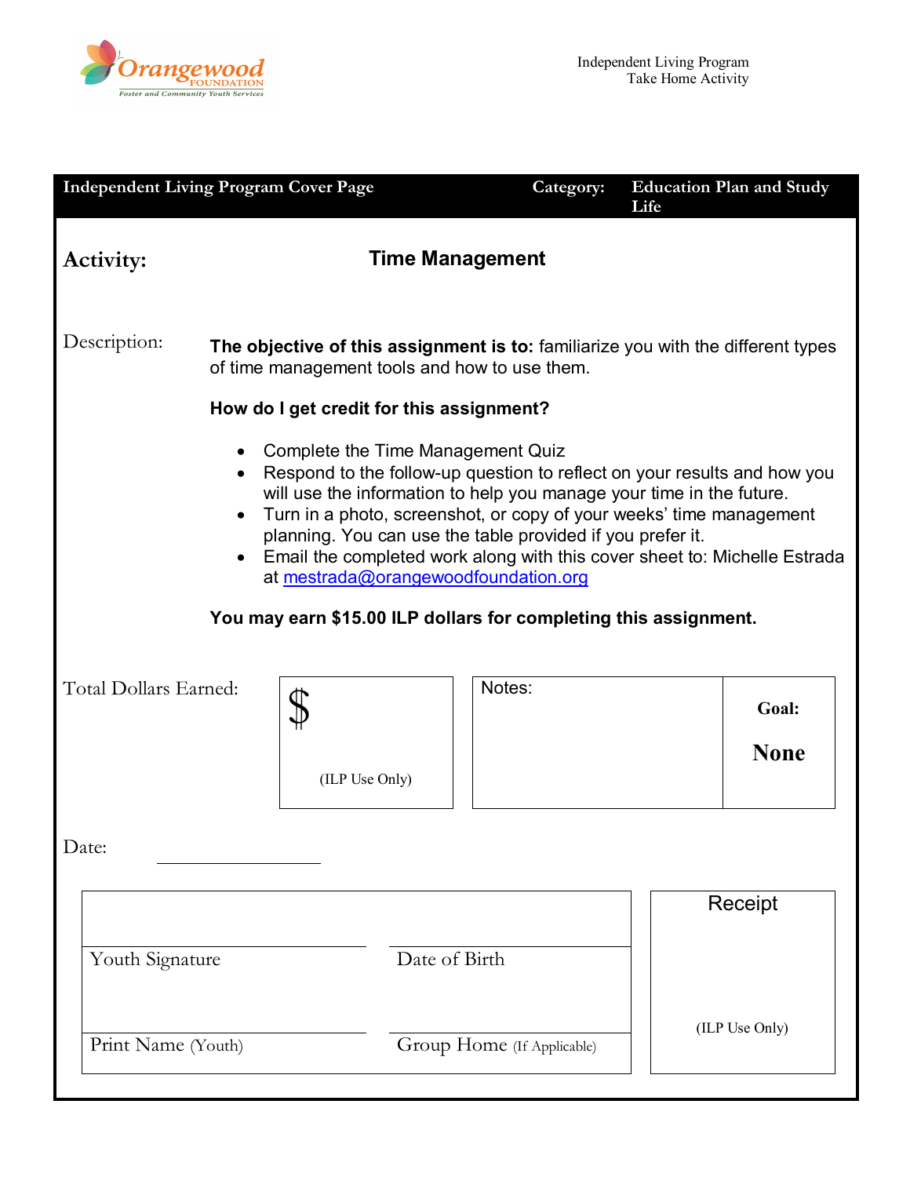Orangewood FOUNDATION
Foster and Community Youth Services

Independent Living Program
Take Home Activity

| Independent Living Program Cover Page | Category: | Education Plan and Study Life |
|---|---|---|

**Activity:** **Time Management**

Description:

**The objective of this assignment is to:** familiarize you with the different types of time management tools and how to use them.

**How do I get credit for this assignment?**

- Complete the Time Management Quiz
- Respond to the follow-up question to reflect on your results and how you will use the information to help you manage your time in the future.
- Turn in a photo, screenshot, or copy of your weeks' time management planning. You can use the table provided if you prefer it.
- Email the completed work along with this cover sheet to: Michelle Estrada at mestrada@orangewoodfoundation.org

**You may earn $15.00 ILP dollars for completing this assignment.**

| Total Dollars Earned: | $ (ILP Use Only) | Notes: | **Goal:** **None** |
|---|---|---|---|

Date: ______________

| | | |
|---|---|---|
| Youth Signature | Date of Birth | Receipt |
| Print Name (Youth) | Group Home (If Applicable) | (ILP Use Only) |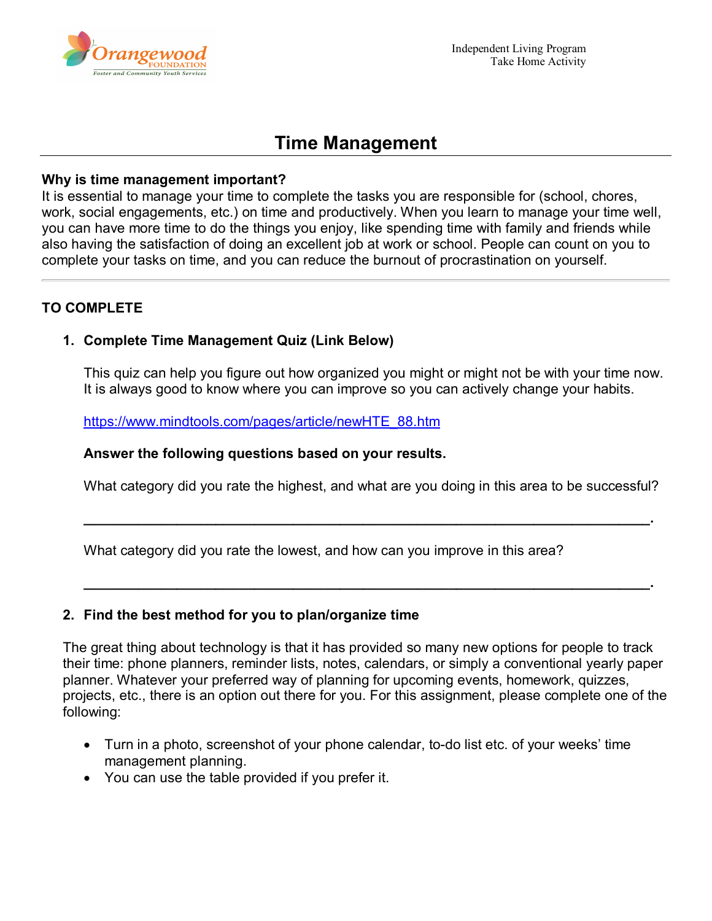# Time Management

**Why is time management important?**
It is essential to manage your time to complete the tasks you are responsible for (school, chores, work, social engagements, etc.) on time and productively. When you learn to manage your time well, you can have more time to do the things you enjoy, like spending time with family and friends while also having the satisfaction of doing an excellent job at work or school. People can count on you to complete your tasks on time, and you can reduce the burnout of procrastination on yourself.

---

**TO COMPLETE**

1. **Complete Time Management Quiz (Link Below)**

   This quiz can help you figure out how organized you might or might not be with your time now. It is always good to know where you can improve so you can actively change your habits.

   [https://www.mindtools.com/pages/article/newHTE_88.htm](https://www.mindtools.com/pages/article/newHTE_88.htm)

   **Answer the following questions based on your results.**

   What category did you rate the highest, and what are you doing in this area to be successful?

   ______________________________________________________________________.

   What category did you rate the lowest, and how can you improve in this area?

   ______________________________________________________________________.

2. **Find the best method for you to plan/organize time**

The great thing about technology is that it has provided so many new options for people to track their time: phone planners, reminder lists, notes, calendars, or simply a conventional yearly paper planner. Whatever your preferred way of planning for upcoming events, homework, quizzes, projects, etc., there is an option out there for you. For this assignment, please complete one of the following:

- Turn in a photo, screenshot of your phone calendar, to-do list etc. of your weeks' time management planning.
- You can use the table provided if you prefer it.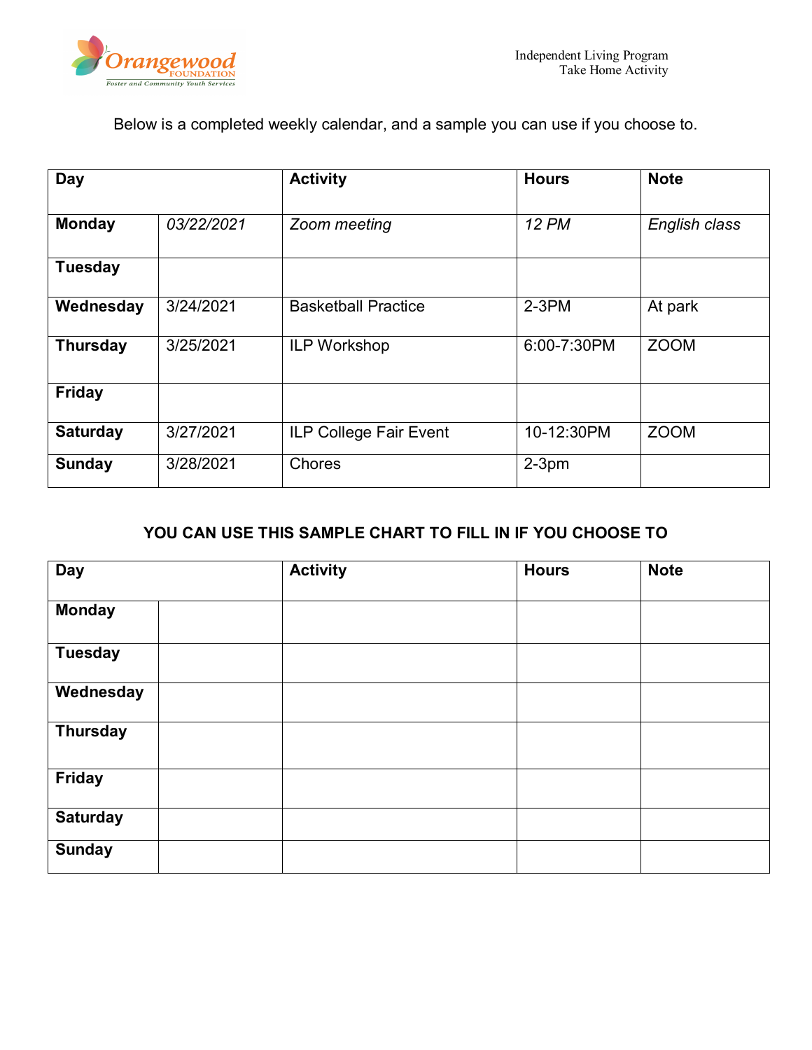Orangewood FOUNDATION
Foster and Community Youth Services

Independent Living Program
Take Home Activity

Below is a completed weekly calendar, and a sample you can use if you choose to.

| Day | | Activity | Hours | Note |
|---|---|---|---|---|
| **Monday** | *03/22/2021* | *Zoom meeting* | *12 PM* | *English class* |
| **Tuesday** | | | | |
| **Wednesday** | 3/24/2021 | Basketball Practice | 2-3PM | At park |
| **Thursday** | 3/25/2021 | ILP Workshop | 6:00-7:30PM | ZOOM |
| **Friday** | | | | |
| **Saturday** | 3/27/2021 | ILP College Fair Event | 10-12:30PM | ZOOM |
| **Sunday** | 3/28/2021 | Chores | 2-3pm | |

**YOU CAN USE THIS SAMPLE CHART TO FILL IN IF YOU CHOOSE TO**

| Day | | Activity | Hours | Note |
|---|---|---|---|---|
| **Monday** | | | | |
| **Tuesday** | | | | |
| **Wednesday** | | | | |
| **Thursday** | | | | |
| **Friday** | | | | |
| **Saturday** | | | | |
| **Sunday** | | | | |